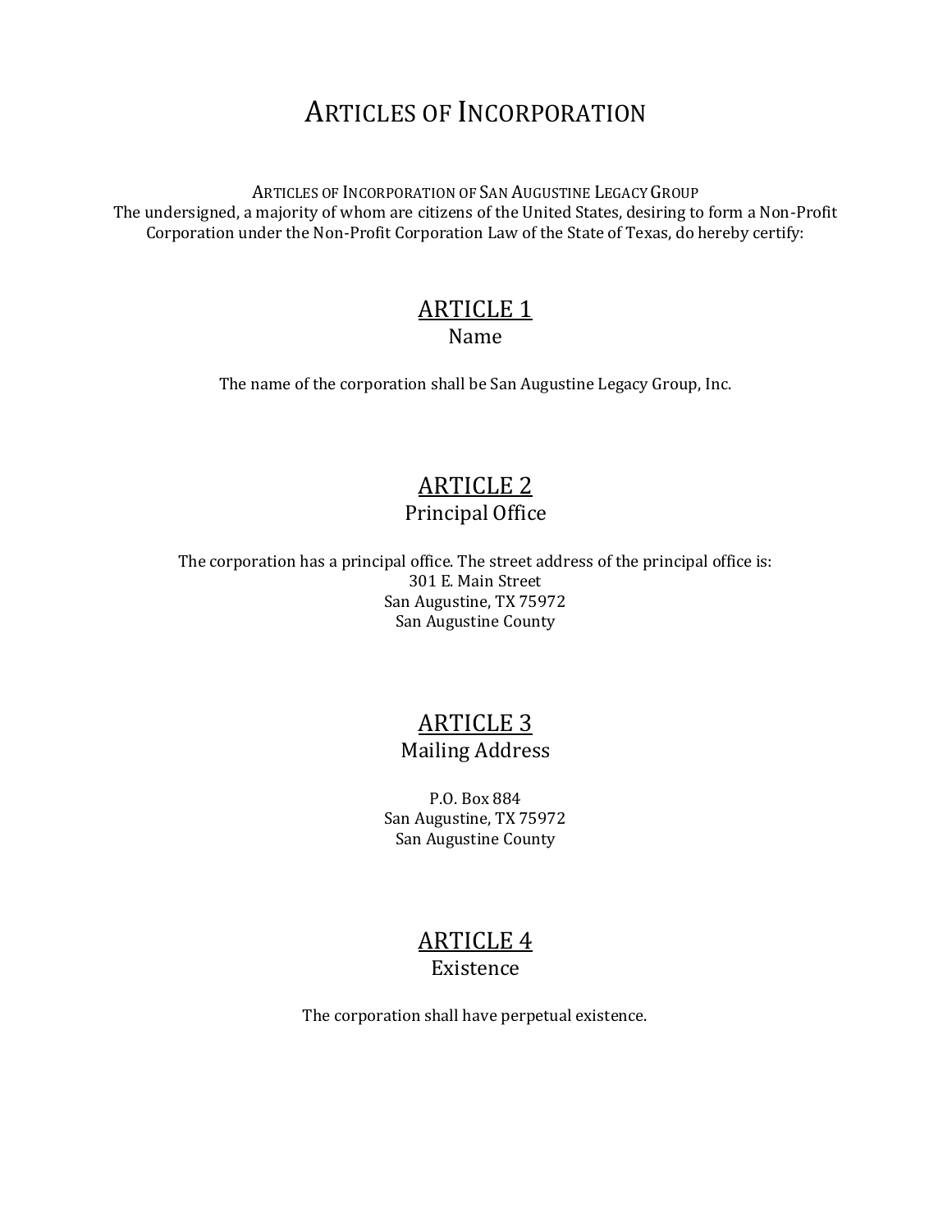# Articles of Incorporation

Articles of Incorporation of San Augustine Legacy Group

The undersigned, a majority of whom are citizens of the United States, desiring to form a Non-Profit Corporation under the Non-Profit Corporation Law of the State of Texas, do hereby certify:

## ARTICLE 1

### Name

The name of the corporation shall be San Augustine Legacy Group, Inc.

## ARTICLE 2

### Principal Office

The corporation has a principal office. The street address of the principal office is:

301 E. Main Street
San Augustine, TX 75972
San Augustine County

## ARTICLE 3

### Mailing Address

P.O. Box 884
San Augustine, TX 75972
San Augustine County

## ARTICLE 4

### Existence

The corporation shall have perpetual existence.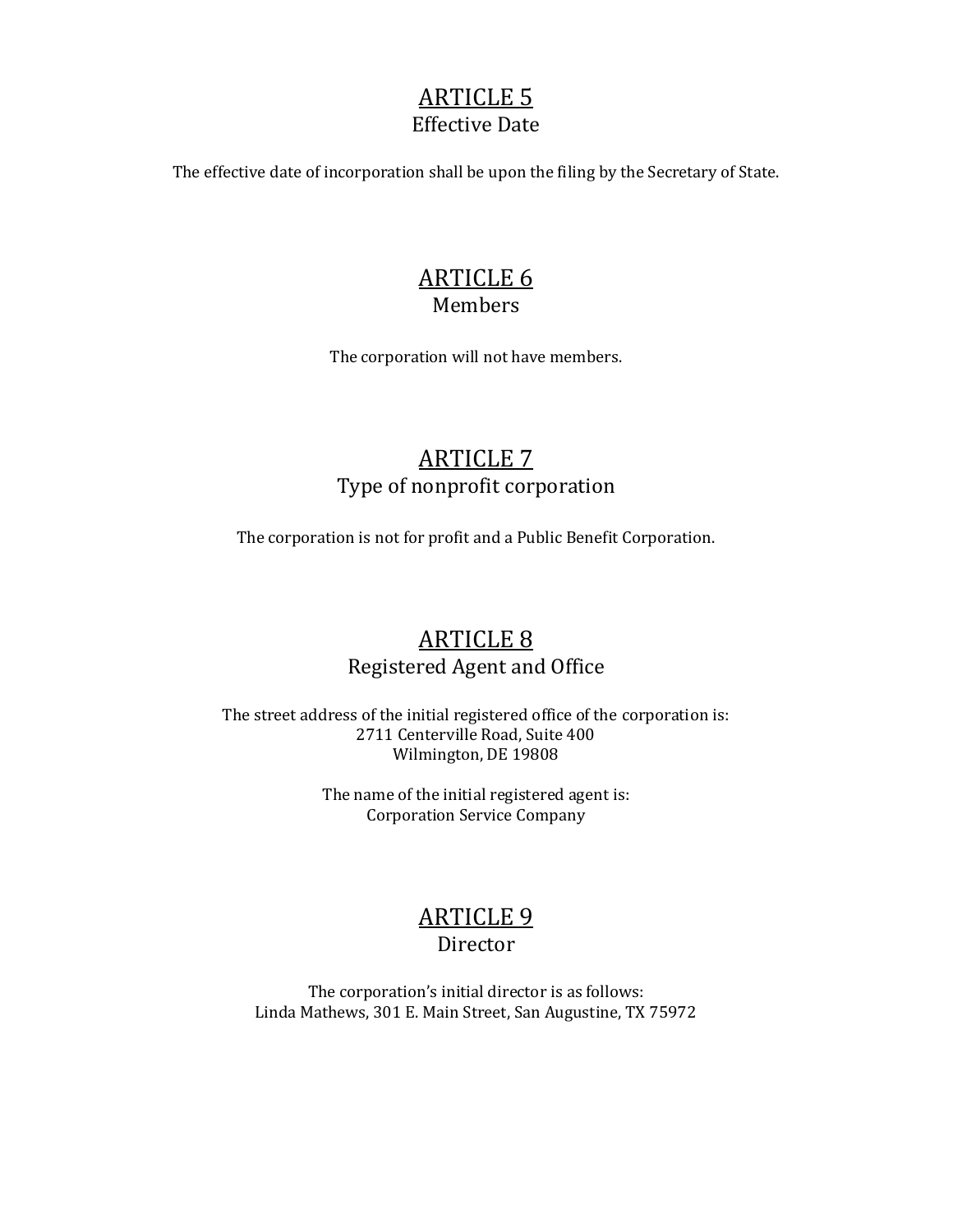## ARTICLE 5
Effective Date

The effective date of incorporation shall be upon the filing by the Secretary of State.

## ARTICLE 6
Members

The corporation will not have members.

## ARTICLE 7
Type of nonprofit corporation

The corporation is not for profit and a Public Benefit Corporation.

## ARTICLE 8
Registered Agent and Office

The street address of the initial registered office of the corporation is:
2711 Centerville Road, Suite 400
Wilmington, DE 19808

The name of the initial registered agent is:
Corporation Service Company

## ARTICLE 9
Director

The corporation's initial director is as follows:
Linda Mathews, 301 E. Main Street, San Augustine, TX 75972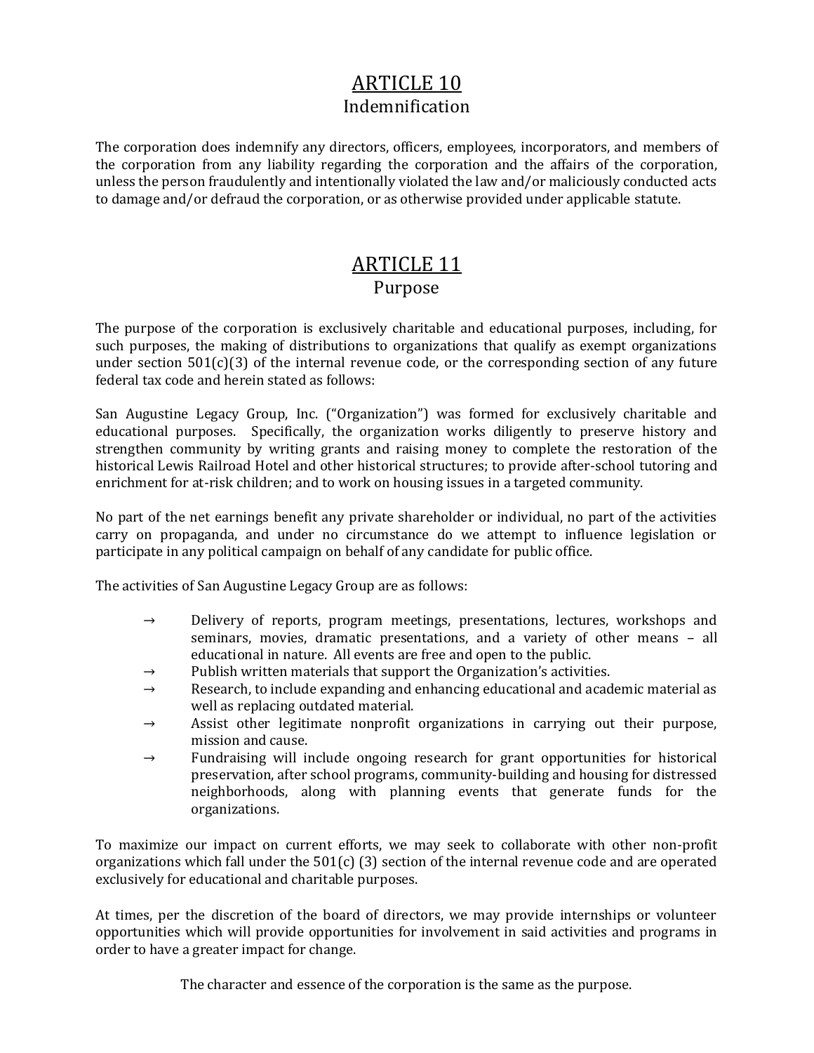## ARTICLE 10

### Indemnification

The corporation does indemnify any directors, officers, employees, incorporators, and members of the corporation from any liability regarding the corporation and the affairs of the corporation, unless the person fraudulently and intentionally violated the law and/or maliciously conducted acts to damage and/or defraud the corporation, or as otherwise provided under applicable statute.

## ARTICLE 11

### Purpose

The purpose of the corporation is exclusively charitable and educational purposes, including, for such purposes, the making of distributions to organizations that qualify as exempt organizations under section 501(c)(3) of the internal revenue code, or the corresponding section of any future federal tax code and herein stated as follows:

San Augustine Legacy Group, Inc. ("Organization") was formed for exclusively charitable and educational purposes. Specifically, the organization works diligently to preserve history and strengthen community by writing grants and raising money to complete the restoration of the historical Lewis Railroad Hotel and other historical structures; to provide after-school tutoring and enrichment for at-risk children; and to work on housing issues in a targeted community.

No part of the net earnings benefit any private shareholder or individual, no part of the activities carry on propaganda, and under no circumstance do we attempt to influence legislation or participate in any political campaign on behalf of any candidate for public office.

The activities of San Augustine Legacy Group are as follows:

- → Delivery of reports, program meetings, presentations, lectures, workshops and seminars, movies, dramatic presentations, and a variety of other means – all educational in nature. All events are free and open to the public.
- → Publish written materials that support the Organization's activities.
- → Research, to include expanding and enhancing educational and academic material as well as replacing outdated material.
- → Assist other legitimate nonprofit organizations in carrying out their purpose, mission and cause.
- → Fundraising will include ongoing research for grant opportunities for historical preservation, after school programs, community-building and housing for distressed neighborhoods, along with planning events that generate funds for the organizations.

To maximize our impact on current efforts, we may seek to collaborate with other non-profit organizations which fall under the 501(c) (3) section of the internal revenue code and are operated exclusively for educational and charitable purposes.

At times, per the discretion of the board of directors, we may provide internships or volunteer opportunities which will provide opportunities for involvement in said activities and programs in order to have a greater impact for change.

The character and essence of the corporation is the same as the purpose.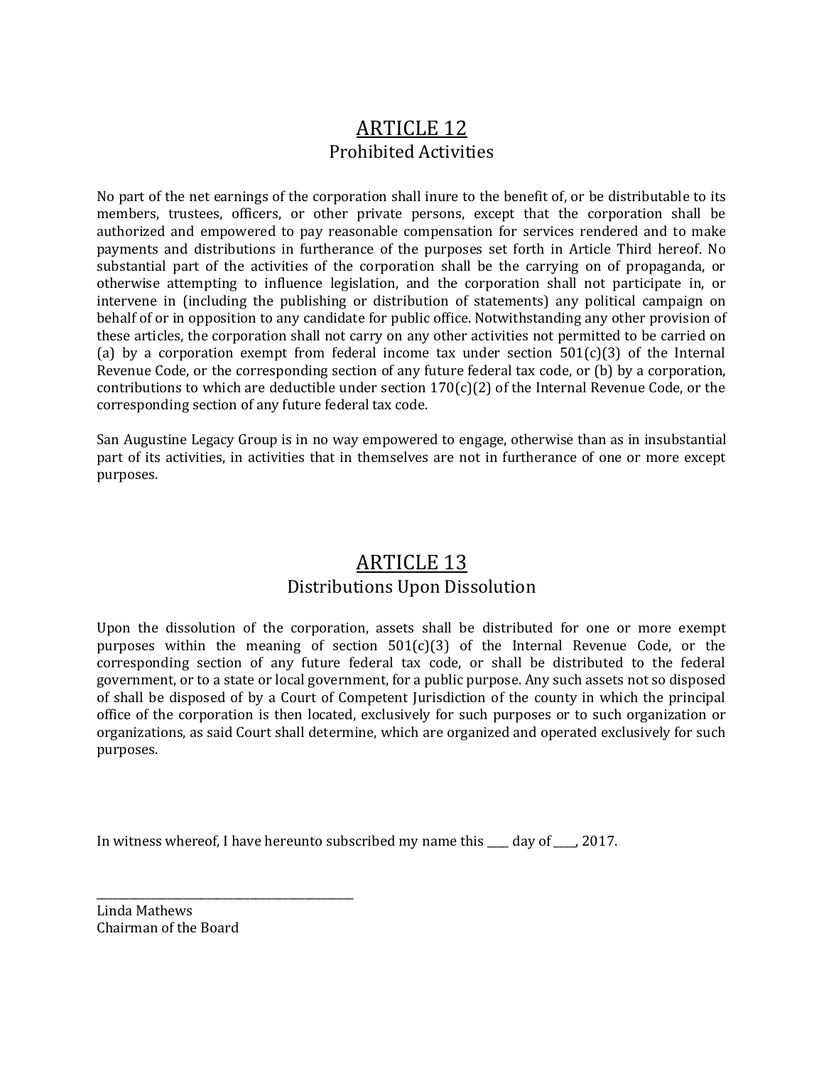## ARTICLE 12

### Prohibited Activities

No part of the net earnings of the corporation shall inure to the benefit of, or be distributable to its members, trustees, officers, or other private persons, except that the corporation shall be authorized and empowered to pay reasonable compensation for services rendered and to make payments and distributions in furtherance of the purposes set forth in Article Third hereof. No substantial part of the activities of the corporation shall be the carrying on of propaganda, or otherwise attempting to influence legislation, and the corporation shall not participate in, or intervene in (including the publishing or distribution of statements) any political campaign on behalf of or in opposition to any candidate for public office. Notwithstanding any other provision of these articles, the corporation shall not carry on any other activities not permitted to be carried on (a) by a corporation exempt from federal income tax under section 501(c)(3) of the Internal Revenue Code, or the corresponding section of any future federal tax code, or (b) by a corporation, contributions to which are deductible under section 170(c)(2) of the Internal Revenue Code, or the corresponding section of any future federal tax code.

San Augustine Legacy Group is in no way empowered to engage, otherwise than as in insubstantial part of its activities, in activities that in themselves are not in furtherance of one or more except purposes.

## ARTICLE 13

### Distributions Upon Dissolution

Upon the dissolution of the corporation, assets shall be distributed for one or more exempt purposes within the meaning of section 501(c)(3) of the Internal Revenue Code, or the corresponding section of any future federal tax code, or shall be distributed to the federal government, or to a state or local government, for a public purpose. Any such assets not so disposed of shall be disposed of by a Court of Competent Jurisdiction of the county in which the principal office of the corporation is then located, exclusively for such purposes or to such organization or organizations, as said Court shall determine, which are organized and operated exclusively for such purposes.

In witness whereof, I have hereunto subscribed my name this ____ day of ____, 2017.

_______________________________________

Linda Mathews
Chairman of the Board